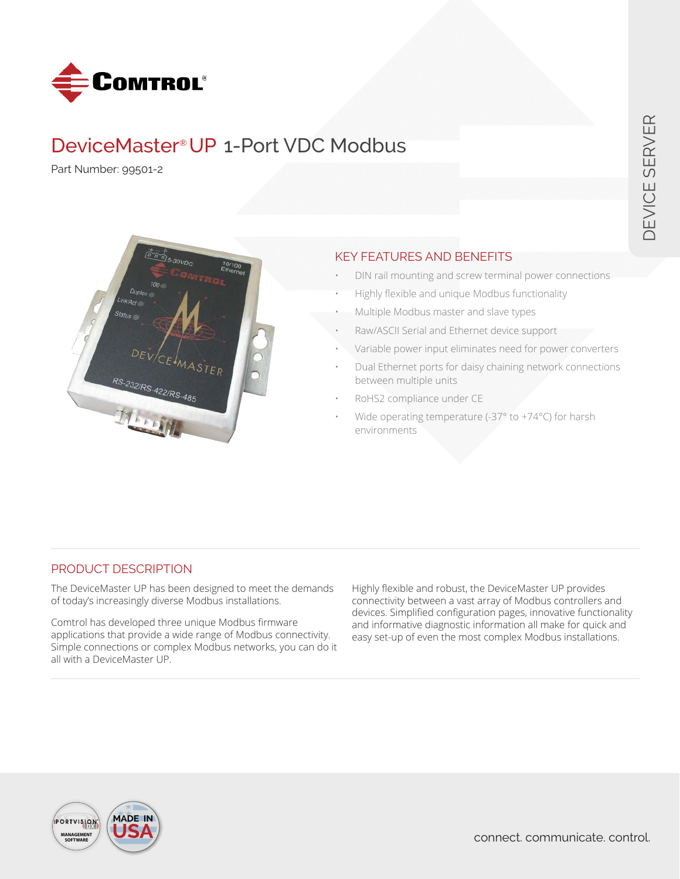# DeviceMaster® UP 1-Port VDC Modbus

Part Number: 99501-2

DEVICE SERVER

## KEY FEATURES AND BENEFITS

- DIN rail mounting and screw terminal power connections
- Highly flexible and unique Modbus functionality
- Multiple Modbus master and slave types
- Raw/ASCII Serial and Ethernet device support
- Variable power input eliminates need for power converters
- Dual Ethernet ports for daisy chaining network connections between multiple units
- RoHS2 compliance under CE
- Wide operating temperature (-37° to +74°C) for harsh environments

## PRODUCT DESCRIPTION

The DeviceMaster UP has been designed to meet the demands of today's increasingly diverse Modbus installations.

Comtrol has developed three unique Modbus firmware applications that provide a wide range of Modbus connectivity. Simple connections or complex Modbus networks, you can do it all with a DeviceMaster UP.

Highly flexible and robust, the DeviceMaster UP provides connectivity between a vast array of Modbus controllers and devices. Simplified configuration pages, innovative functionality and informative diagnostic information all make for quick and easy set-up of even the most complex Modbus installations.

connect. communicate. control.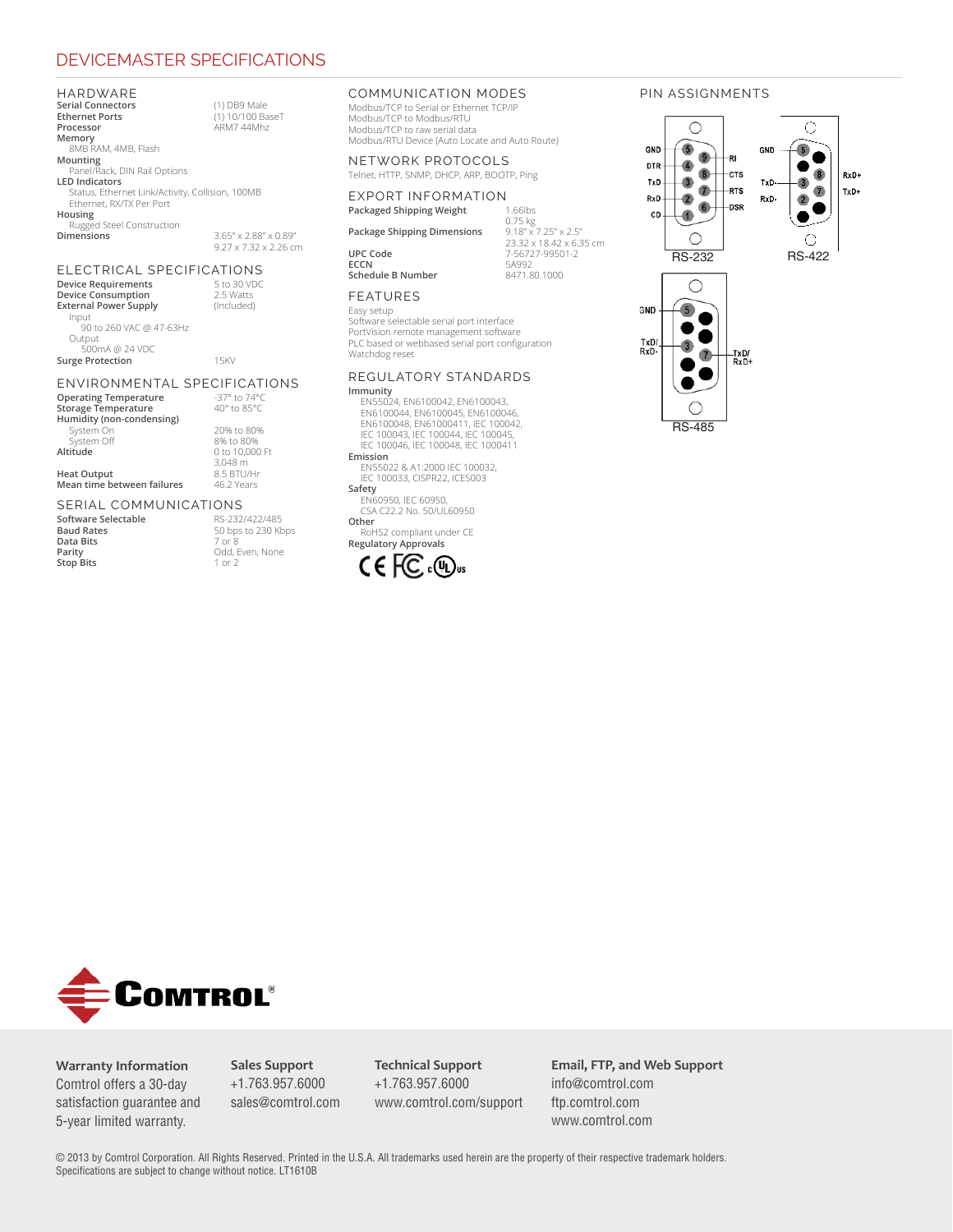# DEVICEMASTER SPECIFICATIONS

## HARDWARE

| | |
|---|---|
| **Serial Connectors** | (1) DB9 Male |
| **Ethernet Ports** | (1) 10/100 BaseT |
| **Processor** | ARM7 44Mhz |
| **Memory** | |
| 8MB RAM, 4MB, Flash | |
| **Mounting** | |
| Panel/Rack, DIN Rail Options | |
| **LED Indicators** | |
| Status, Ethernet Link/Activity, Collision, 100MB Ethernet, RX/TX Per Port | |
| **Housing** | |
| Rugged Steel Construction | |
| **Dimensions** | 3.65" x 2.88" x 0.89"<br>9.27 x 7.32 x 2.26 cm |

## ELECTRICAL SPECIFICATIONS

| | |
|---|---|
| **Device Requirements** | 5 to 30 VDC |
| **Device Consumption** | 2.5 Watts |
| **External Power Supply** | (Included) |
| Input | |
| 90 to 260 VAC @ 47-63Hz | |
| Output | |
| 500mA @ 24 VDC | |
| **Surge Protection** | 15KV |

## ENVIRONMENTAL SPECIFICATIONS

| | |
|---|---|
| **Operating Temperature** | -37° to 74°C |
| **Storage Temperature** | 40° to 85°C |
| **Humidity (non-condensing)** | |
| System On | 20% to 80% |
| System Off | 8% to 80% |
| **Altitude** | 0 to 10,000 Ft<br>3,048 m |
| **Heat Output** | 8.5 BTU/Hr |
| **Mean time between failures** | 46.2 Years |

## SERIAL COMMUNICATIONS

| | |
|---|---|
| **Software Selectable** | RS-232/422/485 |
| **Baud Rates** | 50 bps to 230 Kbps |
| **Data Bits** | 7 or 8 |
| **Parity** | Odd, Even, None |
| **Stop Bits** | 1 or 2 |

## COMMUNICATION MODES

Modbus/TCP to Serial or Ethernet TCP/IP
Modbus/TCP to Modbus/RTU
Modbus/TCP to raw serial data
Modbus/RTU Device (Auto Locate and Auto Route)

## NETWORK PROTOCOLS

Telnet, HTTP, SNMP, DHCP, ARP, BOOTP, Ping

## EXPORT INFORMATION

| | |
|---|---|
| **Packaged Shipping Weight** | 1.66lbs<br>0.75 kg |
| **Package Shipping Dimensions** | 9.18" x 7.25" x 2.5"<br>23.32 x 18.42 x 6.35 cm |
| **UPC Code** | 7-56727-99501-2 |
| **ECCN** | 5A992 |
| **Schedule B Number** | 8471.80.1000 |

## FEATURES

Easy setup
Software selectable serial port interface
PortVision remote management software
PLC based or webbased serial port configuration
Watchdog reset

## REGULATORY STANDARDS

**Immunity**
EN55024, EN6100042, EN6100043, EN6100044, EN6100045, EN6100046, EN6100048, EN61000411, IEC 100042, IEC 100043, IEC 100044, IEC 100045, IEC 100046, IEC 100048, IEC 1000411

**Emission**
EN55022 & A1:2000 IEC 100032, IEC 100033, CISPR22, ICES003

**Safety**
EN60950, IEC 60950, CSA C22.2 No. 50/UL60950

**Other**
RoHS2 compliant under CE

**Regulatory Approvals**

CE FC cULus

## PIN ASSIGNMENTS

RS-232: GND 5, DTR 4, TxD 3, RxD 2, CD 1, RI 9, CTS 8, RTS 7, DSR 6

RS-422: GND 5, TxD- 3, RxD- 2, RxD+ 8, TxD+ 7

RS-485: GND 5, TxD/RxD- 3, TxD/RxD+ 7

COMTROL®

**Warranty Information**
Comtrol offers a 30-day satisfaction guarantee and 5-year limited warranty.

**Sales Support**
+1.763.957.6000
sales@comtrol.com

**Technical Support**
+1.763.957.6000
www.comtrol.com/support

**Email, FTP, and Web Support**
info@comtrol.com
ftp.comtrol.com
www.comtrol.com

© 2013 by Comtrol Corporation. All Rights Reserved. Printed in the U.S.A. All trademarks used herein are the property of their respective trademark holders. Specifications are subject to change without notice. LT1610B